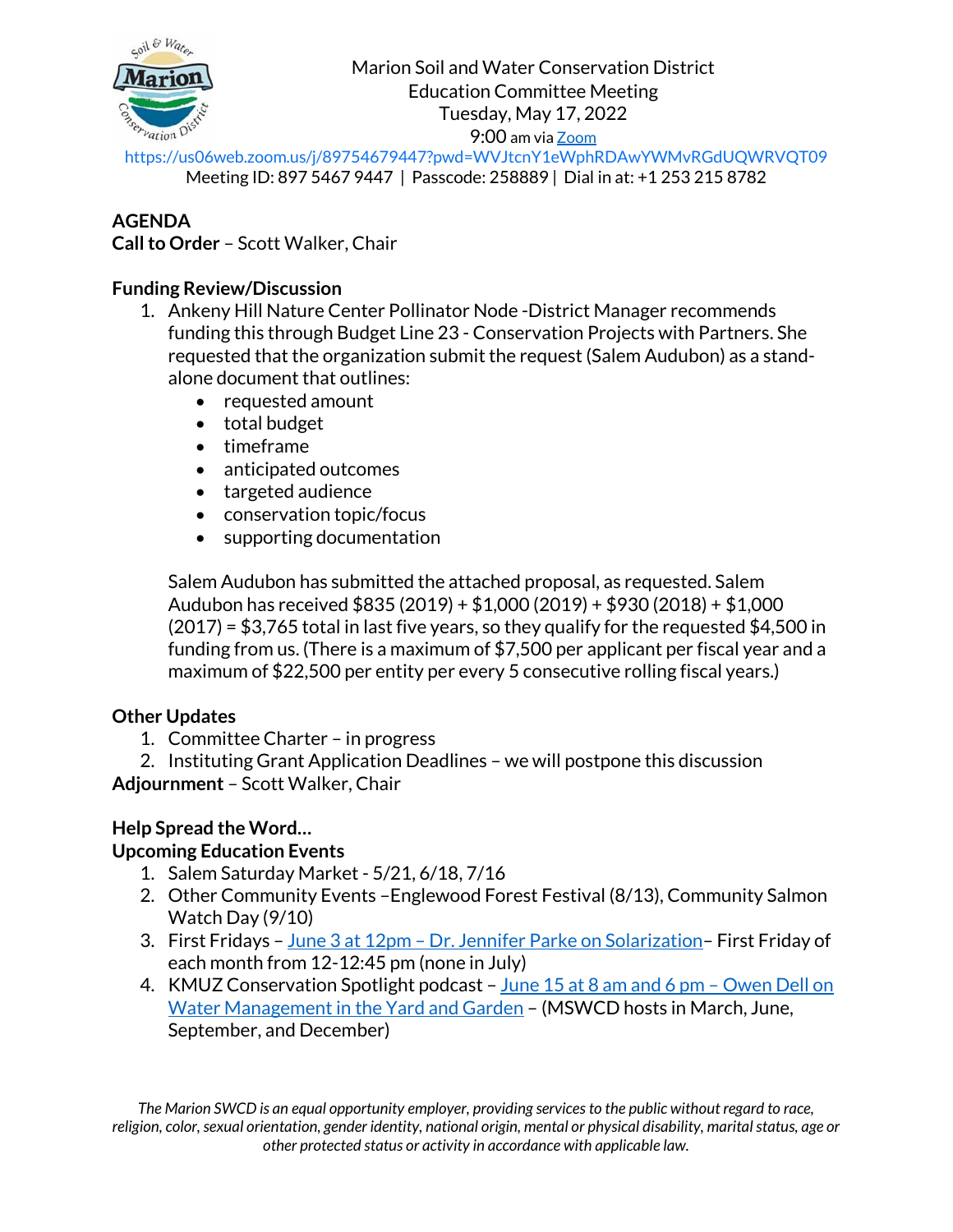Marion Soil and Water Conservation District
Education Committee Meeting
Tuesday, May 17, 2022
9:00 am via Zoom
https://us06web.zoom.us/j/89754679447?pwd=WVJtcnY1eWphRDAwYWMvRGdUQWRVQT09
Meeting ID: 897 5467 9447 | Passcode: 258889 | Dial in at: +1 253 215 8782

**AGENDA**
**Call to Order** – Scott Walker, Chair

**Funding Review/Discussion**

1. Ankeny Hill Nature Center Pollinator Node -District Manager recommends funding this through Budget Line 23 - Conservation Projects with Partners. She requested that the organization submit the request (Salem Audubon) as a stand-alone document that outlines:
   - requested amount
   - total budget
   - timeframe
   - anticipated outcomes
   - targeted audience
   - conservation topic/focus
   - supporting documentation

   Salem Audubon has submitted the attached proposal, as requested. Salem Audubon has received $835 (2019) + $1,000 (2019) + $930 (2018) + $1,000 (2017) = $3,765 total in last five years, so they qualify for the requested $4,500 in funding from us. (There is a maximum of $7,500 per applicant per fiscal year and a maximum of $22,500 per entity per every 5 consecutive rolling fiscal years.)

**Other Updates**

1. Committee Charter – in progress
2. Instituting Grant Application Deadlines – we will postpone this discussion

**Adjournment** – Scott Walker, Chair

**Help Spread the Word…**
**Upcoming Education Events**

1. Salem Saturday Market - 5/21, 6/18, 7/16
2. Other Community Events –Englewood Forest Festival (8/13), Community Salmon Watch Day (9/10)
3. First Fridays – June 3 at 12pm – Dr. Jennifer Parke on Solarization– First Friday of each month from 12-12:45 pm (none in July)
4. KMUZ Conservation Spotlight podcast – June 15 at 8 am and 6 pm – Owen Dell on Water Management in the Yard and Garden – (MSWCD hosts in March, June, September, and December)

*The Marion SWCD is an equal opportunity employer, providing services to the public without regard to race, religion, color, sexual orientation, gender identity, national origin, mental or physical disability, marital status, age or other protected status or activity in accordance with applicable law.*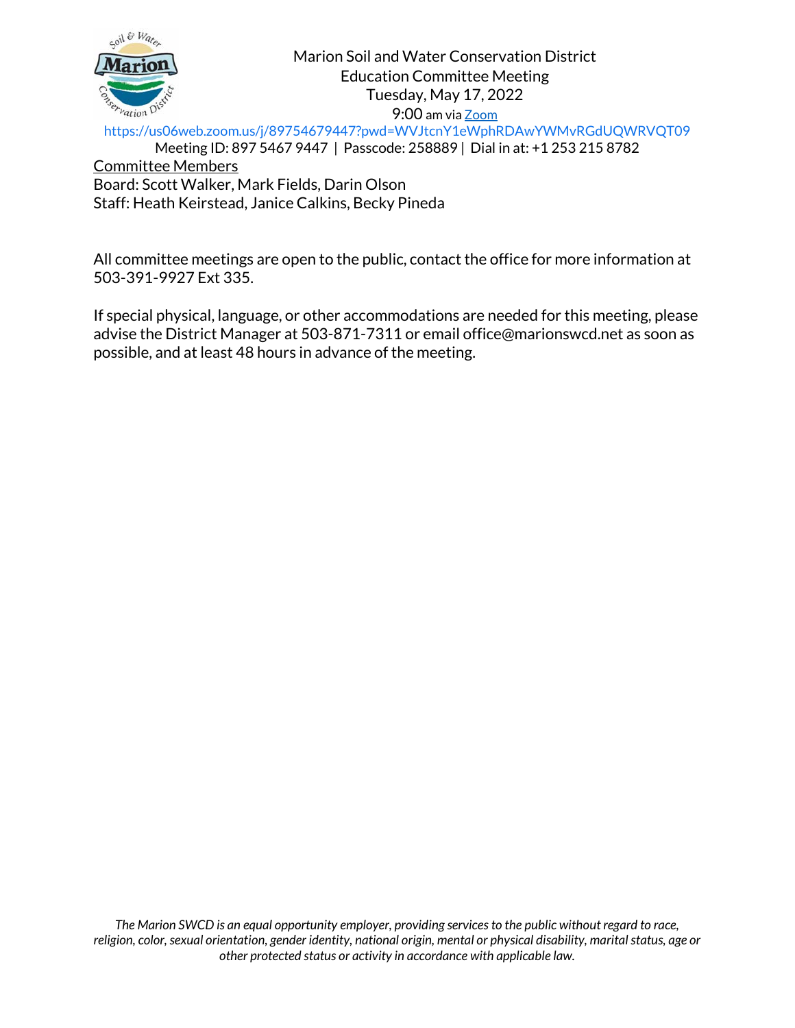Marion Soil and Water Conservation District
Education Committee Meeting
Tuesday, May 17, 2022
9:00 am via Zoom

https://us06web.zoom.us/j/89754679447?pwd=WVJtcnY1eWphRDAwYWMvRGdUQWRVQT09

Meeting ID: 897 5467 9447 | Passcode: 258889 | Dial in at: +1 253 215 8782

Committee Members

Board: Scott Walker, Mark Fields, Darin Olson

Staff: Heath Keirstead, Janice Calkins, Becky Pineda

All committee meetings are open to the public, contact the office for more information at 503-391-9927 Ext 335.

If special physical, language, or other accommodations are needed for this meeting, please advise the District Manager at 503-871-7311 or email office@marionswcd.net as soon as possible, and at least 48 hours in advance of the meeting.

*The Marion SWCD is an equal opportunity employer, providing services to the public without regard to race, religion, color, sexual orientation, gender identity, national origin, mental or physical disability, marital status, age or other protected status or activity in accordance with applicable law.*